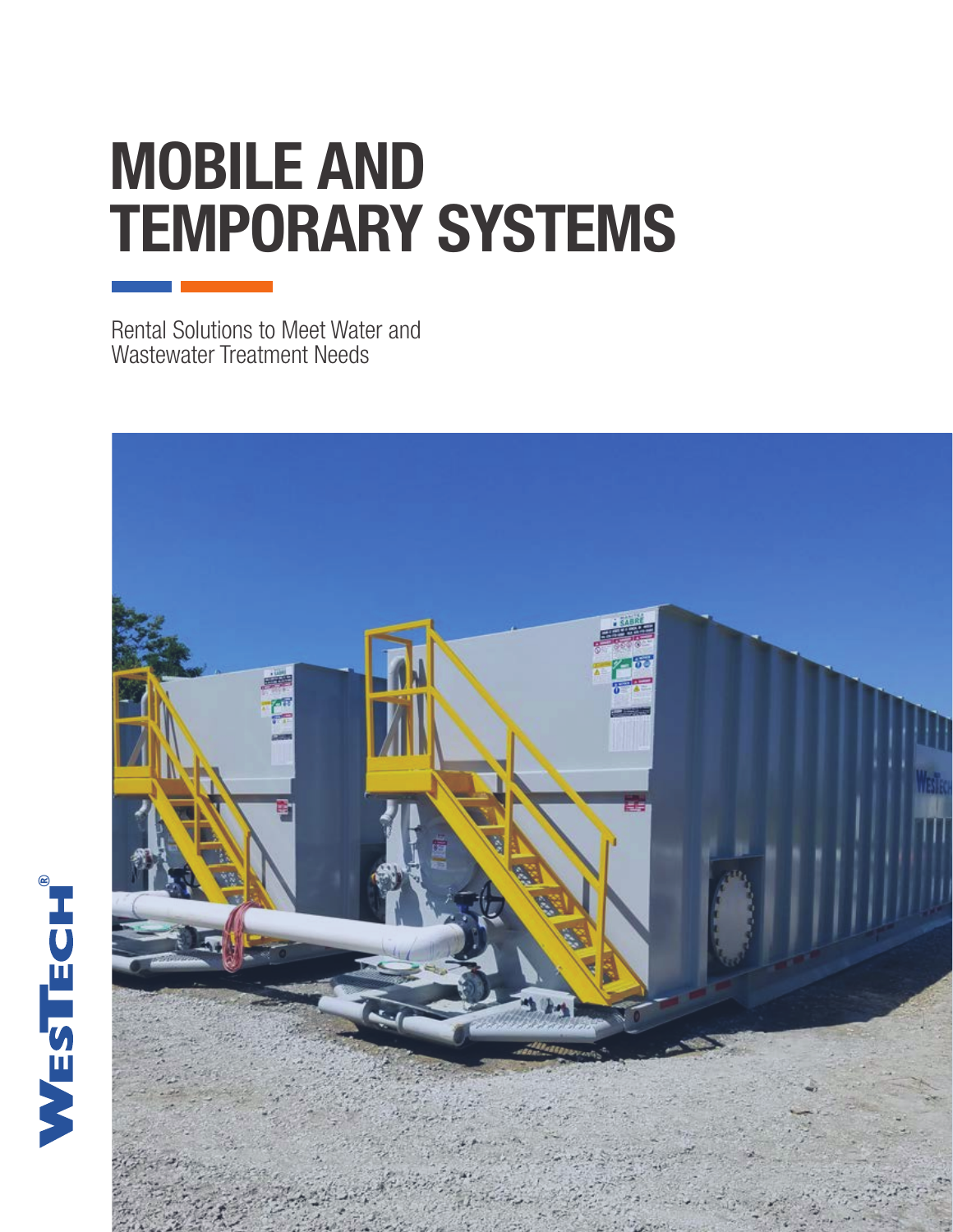# MOBILE AND TEMPORARY SYSTEMS

Rental Solutions to Meet Water and Wastewater Treatment Needs

WesTech®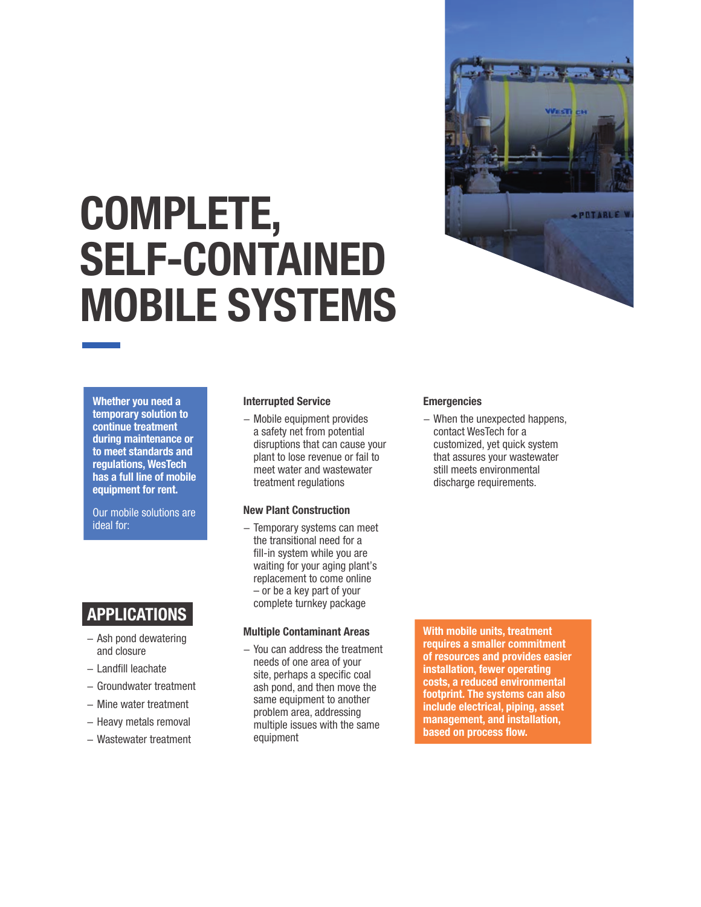# COMPLETE, SELF-CONTAINED MOBILE SYSTEMS

**Whether you need a temporary solution to continue treatment during maintenance or to meet standards and regulations, WesTech has a full line of mobile equipment for rent.**

Our mobile solutions are ideal for:

### Interrupted Service

- Mobile equipment provides a safety net from potential disruptions that can cause your plant to lose revenue or fail to meet water and wastewater treatment regulations

### New Plant Construction

- Temporary systems can meet the transitional need for a fill-in system while you are waiting for your aging plant's replacement to come online – or be a key part of your complete turnkey package

### Multiple Contaminant Areas

- You can address the treatment needs of one area of your site, perhaps a specific coal ash pond, and then move the same equipment to another problem area, addressing multiple issues with the same equipment

### Emergencies

- When the unexpected happens, contact WesTech for a customized, yet quick system that assures your wastewater still meets environmental discharge requirements.

**With mobile units, treatment requires a smaller commitment of resources and provides easier installation, fewer operating costs, a reduced environmental footprint. The systems can also include electrical, piping, asset management, and installation, based on process flow.**

## APPLICATIONS

- Ash pond dewatering and closure
- Landfill leachate
- Groundwater treatment
- Mine water treatment
- Heavy metals removal
- Wastewater treatment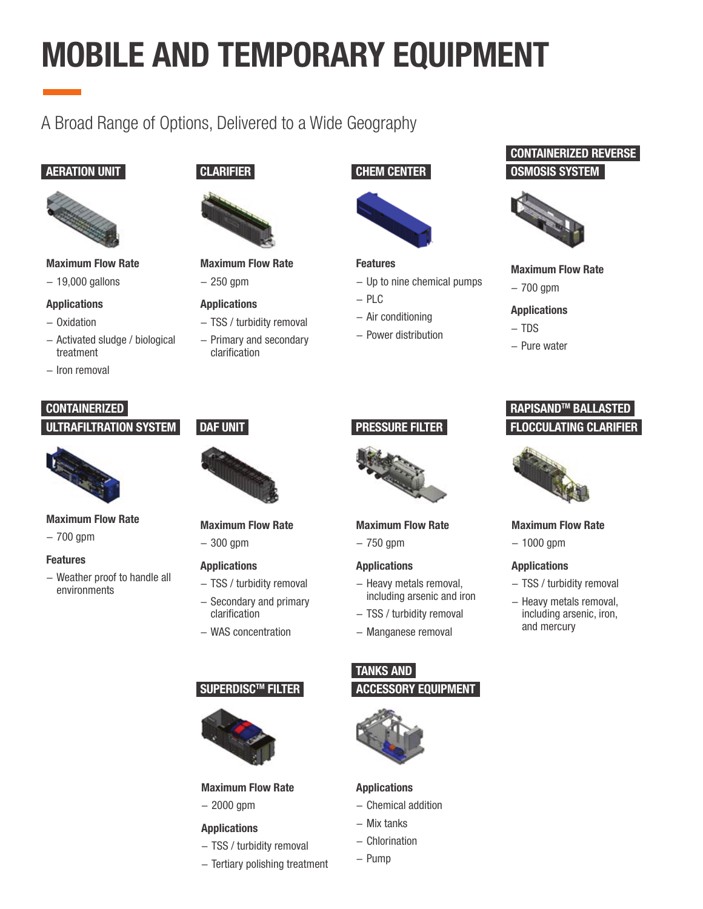# MOBILE AND TEMPORARY EQUIPMENT

A Broad Range of Options, Delivered to a Wide Geography

### AERATION UNIT

**Maximum Flow Rate**

- 19,000 gallons

**Applications**

- Oxidation
- Activated sludge / biological treatment
- Iron removal

### CLARIFIER

**Maximum Flow Rate**

- 250 gpm

**Applications**

- TSS / turbidity removal
- Primary and secondary clarification

### CHEM CENTER

**Features**

- Up to nine chemical pumps
- PLC
- Air conditioning
- Power distribution

### CONTAINERIZED REVERSE OSMOSIS SYSTEM

**Maximum Flow Rate**

- 700 gpm

**Applications**

- TDS
- Pure water

### CONTAINERIZED ULTRAFILTRATION SYSTEM

**Maximum Flow Rate**

- 700 gpm

**Features**

- Weather proof to handle all environments

### DAF UNIT

**Maximum Flow Rate**

- 300 gpm

**Applications**

- TSS / turbidity removal
- Secondary and primary clarification
- WAS concentration

### PRESSURE FILTER

**Maximum Flow Rate**

- 750 gpm

**Applications**

- Heavy metals removal, including arsenic and iron
- TSS / turbidity removal
- Manganese removal

### RAPISAND™ BALLASTED FLOCCULATING CLARIFIER

**Maximum Flow Rate**

- 1000 gpm

**Applications**

- TSS / turbidity removal
- Heavy metals removal, including arsenic, iron, and mercury

### SUPERDISC™ FILTER

**Maximum Flow Rate**

- 2000 gpm

**Applications**

- TSS / turbidity removal
- Tertiary polishing treatment

### TANKS AND ACCESSORY EQUIPMENT

**Applications**

- Chemical addition
- Mix tanks
- Chlorination
- Pump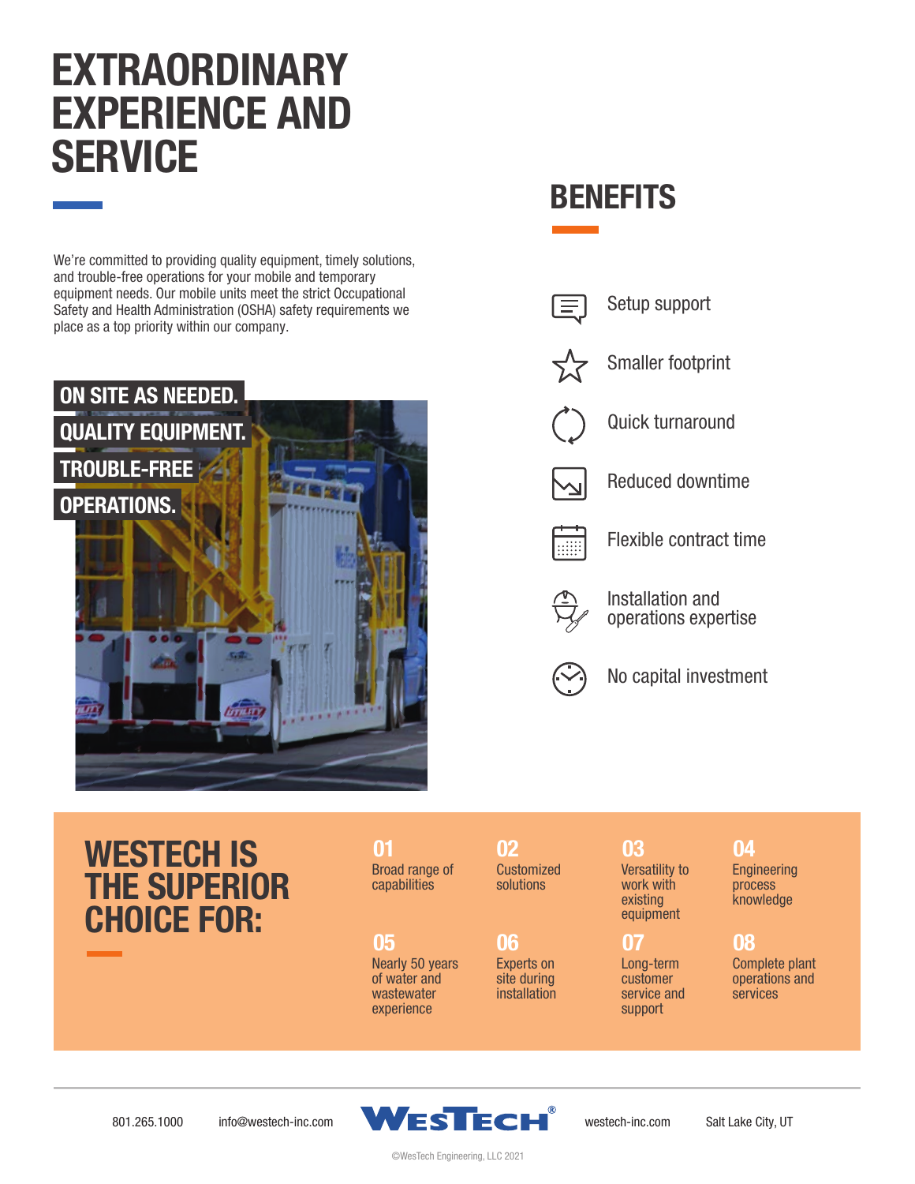# EXTRAORDINARY EXPERIENCE AND SERVICE

We're committed to providing quality equipment, timely solutions, and trouble-free operations for your mobile and temporary equipment needs. Our mobile units meet the strict Occupational Safety and Health Administration (OSHA) safety requirements we place as a top priority within our company.

**ON SITE AS NEEDED.**
**QUALITY EQUIPMENT.**
**TROUBLE-FREE OPERATIONS.**

## BENEFITS

- Setup support
- Smaller footprint
- Quick turnaround
- Reduced downtime
- Flexible contract time
- Installation and operations expertise
- No capital investment

## WESTECH IS THE SUPERIOR CHOICE FOR:

**01** Broad range of capabilities

**02** Customized solutions

**03** Versatility to work with existing equipment

**04** Engineering process knowledge

**05** Nearly 50 years of water and wastewater experience

**06** Experts on site during installation

**07** Long-term customer service and support

**08** Complete plant operations and services

801.265.1000 info@westech-inc.com WesTech® westech-inc.com Salt Lake City, UT

©WesTech Engineering, LLC 2021